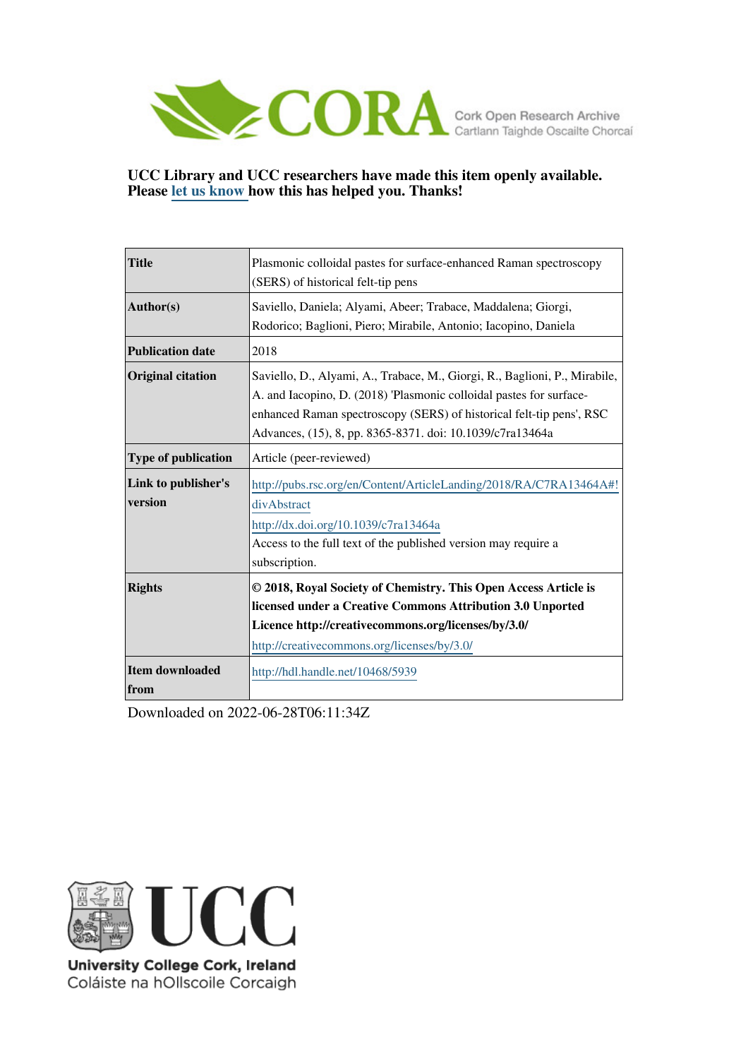CORA Cork Open Research Archive
Cartlann Taighde Oscailte Chorcaí

**UCC Library and UCC researchers have made this item openly available. Please let us know how this has helped you. Thanks!**

| | |
|---|---|
| **Title** | Plasmonic colloidal pastes for surface-enhanced Raman spectroscopy (SERS) of historical felt-tip pens |
| **Author(s)** | Saviello, Daniela; Alyami, Abeer; Trabace, Maddalena; Giorgi, Rodorico; Baglioni, Piero; Mirabile, Antonio; Iacopino, Daniela |
| **Publication date** | 2018 |
| **Original citation** | Saviello, D., Alyami, A., Trabace, M., Giorgi, R., Baglioni, P., Mirabile, A. and Iacopino, D. (2018) 'Plasmonic colloidal pastes for surface-enhanced Raman spectroscopy (SERS) of historical felt-tip pens', RSC Advances, (15), 8, pp. 8365-8371. doi: 10.1039/c7ra13464a |
| **Type of publication** | Article (peer-reviewed) |
| **Link to publisher's version** | http://pubs.rsc.org/en/Content/ArticleLanding/2018/RA/C7RA13464A#!divAbstract<br>http://dx.doi.org/10.1039/c7ra13464a<br>Access to the full text of the published version may require a subscription. |
| **Rights** | **© 2018, Royal Society of Chemistry. This Open Access Article is licensed under a Creative Commons Attribution 3.0 Unported Licence http://creativecommons.org/licenses/by/3.0/**<br>http://creativecommons.org/licenses/by/3.0/ |
| **Item downloaded from** | http://hdl.handle.net/10468/5939 |

Downloaded on 2022-06-28T06:11:34Z

UCC
University College Cork, Ireland
Coláiste na hOllscoile Corcaigh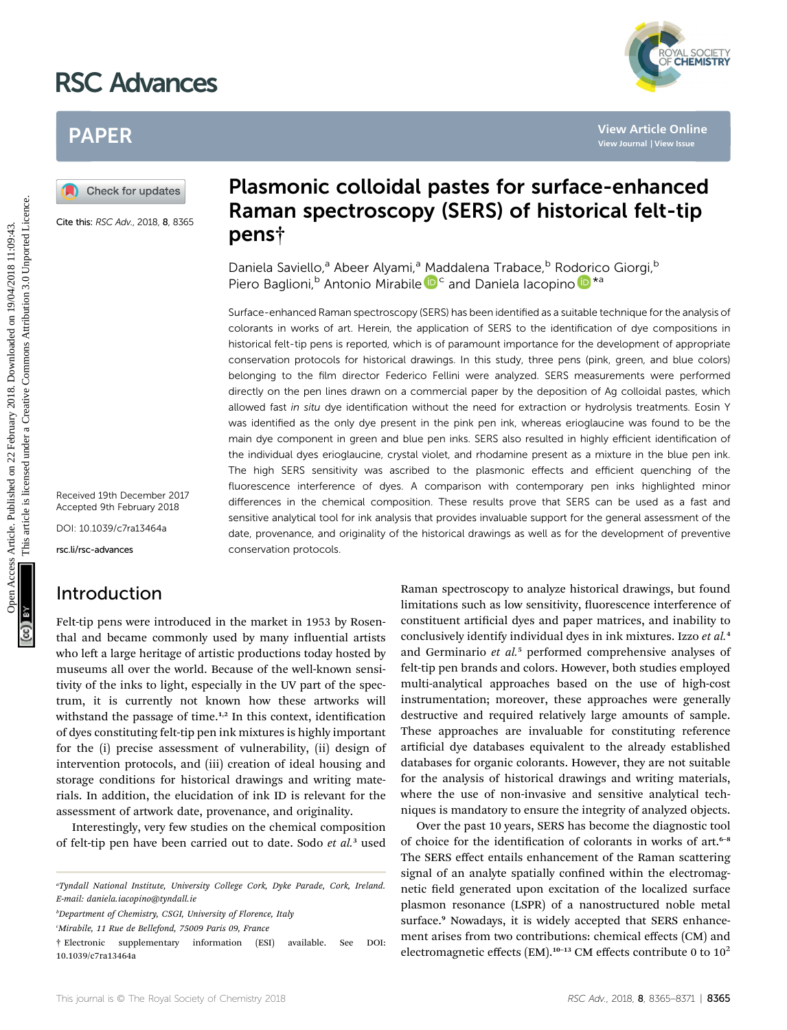# RSC Advances

## PAPER

Cite this: *RSC Adv.*, 2018, **8**, 8365

# Plasmonic colloidal pastes for surface-enhanced Raman spectroscopy (SERS) of historical felt-tip pens†

Daniela Saviello,[a] Abeer Alyami,[a] Maddalena Trabace,[b] Rodorico Giorgi,[b] Piero Baglioni,[b] Antonio Mirabile[c] and Daniela Iacopino*[a]

Received 19th December 2017
Accepted 9th February 2018

DOI: 10.1039/c7ra13464a

rsc.li/rsc-advances

Surface-enhanced Raman spectroscopy (SERS) has been identified as a suitable technique for the analysis of colorants in works of art. Herein, the application of SERS to the identification of dye compositions in historical felt-tip pens is reported, which is of paramount importance for the development of appropriate conservation protocols for historical drawings. In this study, three pens (pink, green, and blue colors) belonging to the film director Federico Fellini were analyzed. SERS measurements were performed directly on the pen lines drawn on a commercial paper by the deposition of Ag colloidal pastes, which allowed fast *in situ* dye identification without the need for extraction or hydrolysis treatments. Eosin Y was identified as the only dye present in the pink pen ink, whereas erioglaucine was found to be the main dye component in green and blue pen inks. SERS also resulted in highly efficient identification of the individual dyes erioglaucine, crystal violet, and rhodamine present as a mixture in the blue pen ink. The high SERS sensitivity was ascribed to the plasmonic effects and efficient quenching of the fluorescence interference of dyes. A comparison with contemporary pen inks highlighted minor differences in the chemical composition. These results prove that SERS can be used as a fast and sensitive analytical tool for ink analysis that provides invaluable support for the general assessment of the date, provenance, and originality of the historical drawings as well as for the development of preventive conservation protocols.

## Introduction

Felt-tip pens were introduced in the market in 1953 by Rosenthal and became commonly used by many influential artists who left a large heritage of artistic productions today hosted by museums all over the world. Because of the well-known sensitivity of the inks to light, especially in the UV part of the spectrum, it is currently not known how these artworks will withstand the passage of time.[1,2] In this context, identification of dyes constituting felt-tip pen ink mixtures is highly important for the (i) precise assessment of vulnerability, (ii) design of intervention protocols, and (iii) creation of ideal housing and storage conditions for historical drawings and writing materials. In addition, the elucidation of ink ID is relevant for the assessment of artwork date, provenance, and originality.

Interestingly, very few studies on the chemical composition of felt-tip pen have been carried out to date. Sodo *et al.*[3] used Raman spectroscopy to analyze historical drawings, but found limitations such as low sensitivity, fluorescence interference of constituent artificial dyes and paper matrices, and inability to conclusively identify individual dyes in ink mixtures. Izzo *et al.*[4] and Germinario *et al.*[5] performed comprehensive analyses of felt-tip pen brands and colors. However, both studies employed multi-analytical approaches based on the use of high-cost instrumentation; moreover, these approaches were generally destructive and required relatively large amounts of sample. These approaches are invaluable for constituting reference artificial dye databases equivalent to the already established databases for organic colorants. However, they are not suitable for the analysis of historical drawings and writing materials, where the use of non-invasive and sensitive analytical techniques is mandatory to ensure the integrity of analyzed objects.

Over the past 10 years, SERS has become the diagnostic tool of choice for the identification of colorants in works of art.[6–8] The SERS effect entails enhancement of the Raman scattering signal of an analyte spatially confined within the electromagnetic field generated upon excitation of the localized surface plasmon resonance (LSPR) of a nanostructured noble metal surface.[9] Nowadays, it is widely accepted that SERS enhancement arises from two contributions: chemical effects (CM) and electromagnetic effects (EM).[10–13] CM effects contribute 0 to $10^2$

[a]Tyndall National Institute, University College Cork, Dyke Parade, Cork, Ireland. E-mail: daniela.iacopino@tyndall.ie

[b]Department of Chemistry, CSGI, University of Florence, Italy

[c]Mirabile, 11 Rue de Bellefond, 75009 Paris 09, France

† Electronic supplementary information (ESI) available. See DOI: 10.1039/c7ra13464a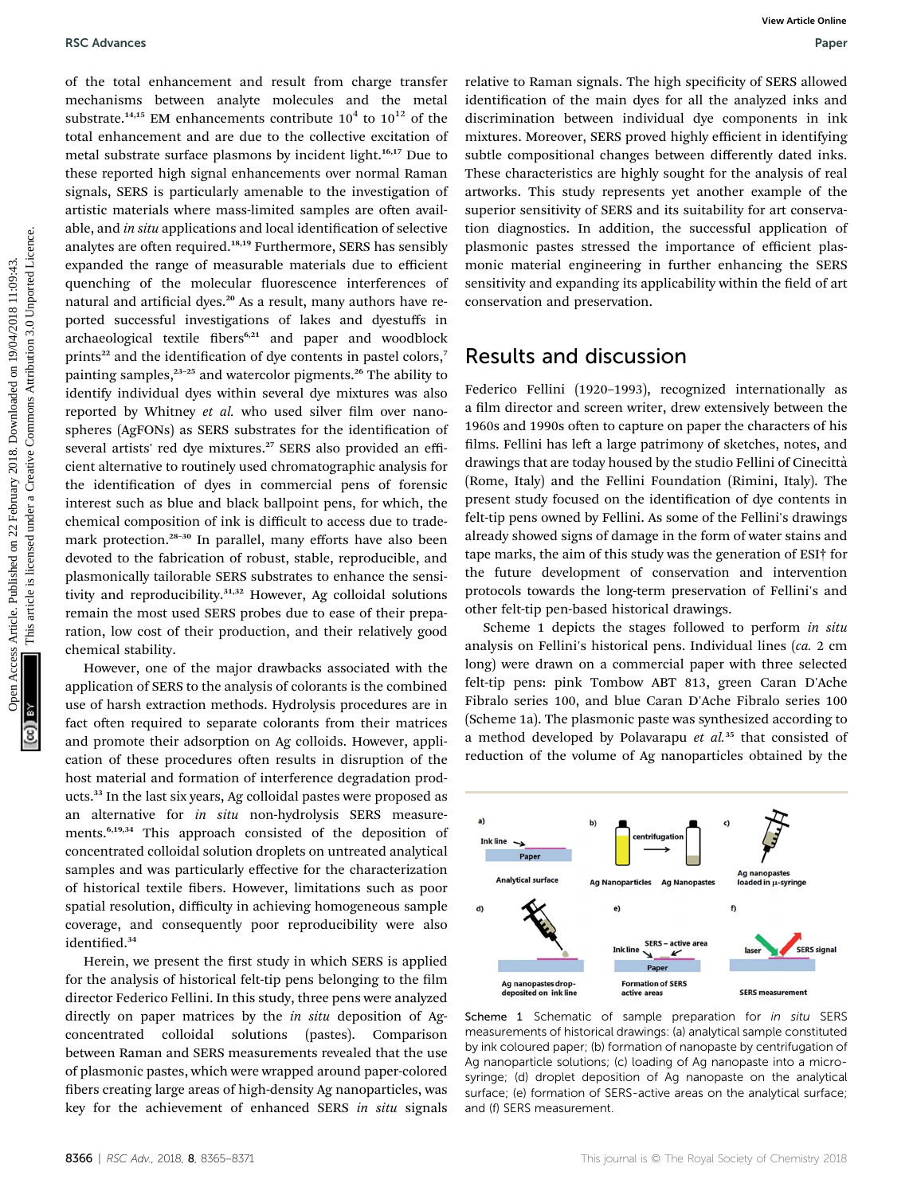of the total enhancement and result from charge transfer mechanisms between analyte molecules and the metal substrate.[14,15] EM enhancements contribute $10^4$ to $10^{12}$ of the total enhancement and are due to the collective excitation of metal substrate surface plasmons by incident light.[16,17] Due to these reported high signal enhancements over normal Raman signals, SERS is particularly amenable to the investigation of artistic materials where mass-limited samples are often available, and *in situ* applications and local identification of selective analytes are often required.[18,19] Furthermore, SERS has sensibly expanded the range of measurable materials due to efficient quenching of the molecular fluorescence interferences of natural and artificial dyes.[20] As a result, many authors have reported successful investigations of lakes and dyestuffs in archaeological textile fibers[6,21] and paper and woodblock prints[22] and the identification of dye contents in pastel colors,[7] painting samples,[23–25] and watercolor pigments.[26] The ability to identify individual dyes within several dye mixtures was also reported by Whitney *et al.* who used silver film over nanospheres (AgFONs) as SERS substrates for the identification of several artists' red dye mixtures.[27] SERS also provided an efficient alternative to routinely used chromatographic analysis for the identification of dyes in commercial pens of forensic interest such as blue and black ballpoint pens, for which, the chemical composition of ink is difficult to access due to trademark protection.[28–30] In parallel, many efforts have also been devoted to the fabrication of robust, stable, reproducible, and plasmonically tailorable SERS substrates to enhance the sensitivity and reproducibility.[31,32] However, Ag colloidal solutions remain the most used SERS probes due to ease of their preparation, low cost of their production, and their relatively good chemical stability.

However, one of the major drawbacks associated with the application of SERS to the analysis of colorants is the combined use of harsh extraction methods. Hydrolysis procedures are in fact often required to separate colorants from their matrices and promote their adsorption on Ag colloids. However, application of these procedures often results in disruption of the host material and formation of interference degradation products.[33] In the last six years, Ag colloidal pastes were proposed as an alternative for *in situ* non-hydrolysis SERS measurements.[6,19,34] This approach consisted of the deposition of concentrated colloidal solution droplets on untreated analytical samples and was particularly effective for the characterization of historical textile fibers. However, limitations such as poor spatial resolution, difficulty in achieving homogeneous sample coverage, and consequently poor reproducibility were also identified.[34]

Herein, we present the first study in which SERS is applied for the analysis of historical felt-tip pens belonging to the film director Federico Fellini. In this study, three pens were analyzed directly on paper matrices by the *in situ* deposition of Ag-concentrated colloidal solutions (pastes). Comparison between Raman and SERS measurements revealed that the use of plasmonic pastes, which were wrapped around paper-colored fibers creating large areas of high-density Ag nanoparticles, was key for the achievement of enhanced SERS *in situ* signals relative to Raman signals. The high specificity of SERS allowed identification of the main dyes for all the analyzed inks and discrimination between individual dye components in ink mixtures. Moreover, SERS proved highly efficient in identifying subtle compositional changes between differently dated inks. These characteristics are highly sought for the analysis of real artworks. This study represents yet another example of the superior sensitivity of SERS and its suitability for art conservation diagnostics. In addition, the successful application of plasmonic pastes stressed the importance of efficient plasmonic material engineering in further enhancing the SERS sensitivity and expanding its applicability within the field of art conservation and preservation.

## Results and discussion

Federico Fellini (1920–1993), recognized internationally as a film director and screen writer, drew extensively between the 1960s and 1990s often to capture on paper the characters of his films. Fellini has left a large patrimony of sketches, notes, and drawings that are today housed by the studio Fellini of Cinecittà (Rome, Italy) and the Fellini Foundation (Rimini, Italy). The present study focused on the identification of dye contents in felt-tip pens owned by Fellini. As some of the Fellini's drawings already showed signs of damage in the form of water stains and tape marks, the aim of this study was the generation of ESI† for the future development of conservation and intervention protocols towards the long-term preservation of Fellini's and other felt-tip pen-based historical drawings.

Scheme 1 depicts the stages followed to perform *in situ* analysis on Fellini's historical pens. Individual lines (*ca.* 2 cm long) were drawn on a commercial paper with three selected felt-tip pens: pink Tombow ABT 813, green Caran D'Ache Fibralo series 100, and blue Caran D'Ache Fibralo series 100 (Scheme 1a). The plasmonic paste was synthesized according to a method developed by Polavarapu *et al.*[35] that consisted of reduction of the volume of Ag nanoparticles obtained by the

Scheme 1 Schematic of sample preparation for *in situ* SERS measurements of historical drawings: (a) analytical sample constituted by ink coloured paper; (b) formation of nanopaste by centrifugation of Ag nanoparticle solutions; (c) loading of Ag nanopaste into a micro-syringe; (d) droplet deposition of Ag nanopaste on the analytical surface; (e) formation of SERS-active areas on the analytical surface; and (f) SERS measurement.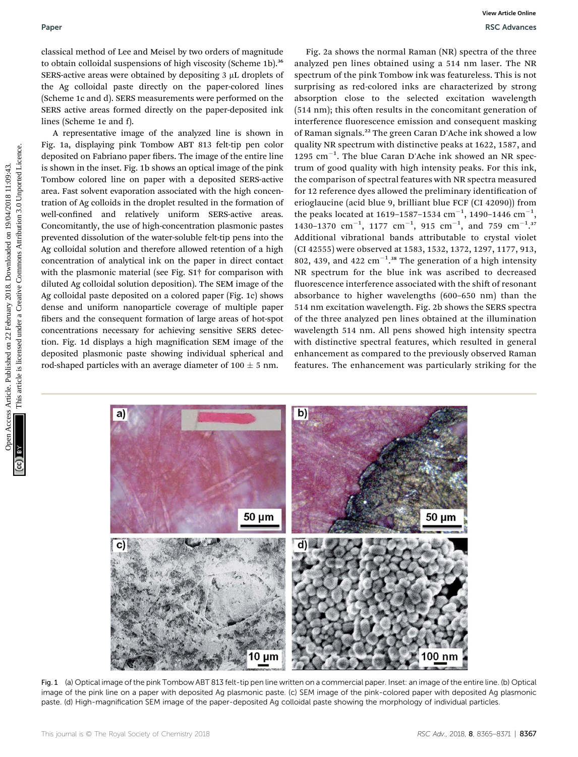classical method of Lee and Meisel by two orders of magnitude to obtain colloidal suspensions of high viscosity (Scheme 1b).[36] SERS-active areas were obtained by depositing 3 μL droplets of the Ag colloidal paste directly on the paper-colored lines (Scheme 1c and d). SERS measurements were performed on the SERS active areas formed directly on the paper-deposited ink lines (Scheme 1e and f).

A representative image of the analyzed line is shown in Fig. 1a, displaying pink Tombow ABT 813 felt-tip pen color deposited on Fabriano paper fibers. The image of the entire line is shown in the inset. Fig. 1b shows an optical image of the pink Tombow colored line on paper with a deposited SERS-active area. Fast solvent evaporation associated with the high concentration of Ag colloids in the droplet resulted in the formation of well-confined and relatively uniform SERS-active areas. Concomitantly, the use of high-concentration plasmonic pastes prevented dissolution of the water-soluble felt-tip pens into the Ag colloidal solution and therefore allowed retention of a high concentration of analytical ink on the paper in direct contact with the plasmonic material (see Fig. S1† for comparison with diluted Ag colloidal solution deposition). The SEM image of the Ag colloidal paste deposited on a colored paper (Fig. 1c) shows dense and uniform nanoparticle coverage of multiple paper fibers and the consequent formation of large areas of hot-spot concentrations necessary for achieving sensitive SERS detection. Fig. 1d displays a high magnification SEM image of the deposited plasmonic paste showing individual spherical and rod-shaped particles with an average diameter of 100 ± 5 nm.

Fig. 2a shows the normal Raman (NR) spectra of the three analyzed pen lines obtained using a 514 nm laser. The NR spectrum of the pink Tombow ink was featureless. This is not surprising as red-colored inks are characterized by strong absorption close to the selected excitation wavelength (514 nm); this often results in the concomitant generation of interference fluorescence emission and consequent masking of Raman signals.[22] The green Caran D'Ache ink showed a low quality NR spectrum with distinctive peaks at 1622, 1587, and 1295 cm$^{-1}$. The blue Caran D'Ache ink showed an NR spectrum of good quality with high intensity peaks. For this ink, the comparison of spectral features with NR spectra measured for 12 reference dyes allowed the preliminary identification of erioglaucine (acid blue 9, brilliant blue FCF (CI 42090)) from the peaks located at 1619–1587–1534 cm$^{-1}$, 1490–1446 cm$^{-1}$, 1430–1370 cm$^{-1}$, 1177 cm$^{-1}$, 915 cm$^{-1}$, and 759 cm$^{-1}$.[37] Additional vibrational bands attributable to crystal violet (CI 42555) were observed at 1583, 1532, 1372, 1297, 1177, 913, 802, 439, and 422 cm$^{-1}$.[38] The generation of a high intensity NR spectrum for the blue ink was ascribed to decreased fluorescence interference associated with the shift of resonant absorbance to higher wavelengths (600–650 nm) than the 514 nm excitation wavelength. Fig. 2b shows the SERS spectra of the three analyzed pen lines obtained at the illumination wavelength 514 nm. All pens showed high intensity spectra with distinctive spectral features, which resulted in general enhancement as compared to the previously observed Raman features. The enhancement was particularly striking for the

Fig. 1 (a) Optical image of the pink Tombow ABT 813 felt-tip pen line written on a commercial paper. Inset: an image of the entire line. (b) Optical image of the pink line on a paper with deposited Ag plasmonic paste. (c) SEM image of the pink-colored paper with deposited Ag plasmonic paste. (d) High-magnification SEM image of the paper-deposited Ag colloidal paste showing the morphology of individual particles.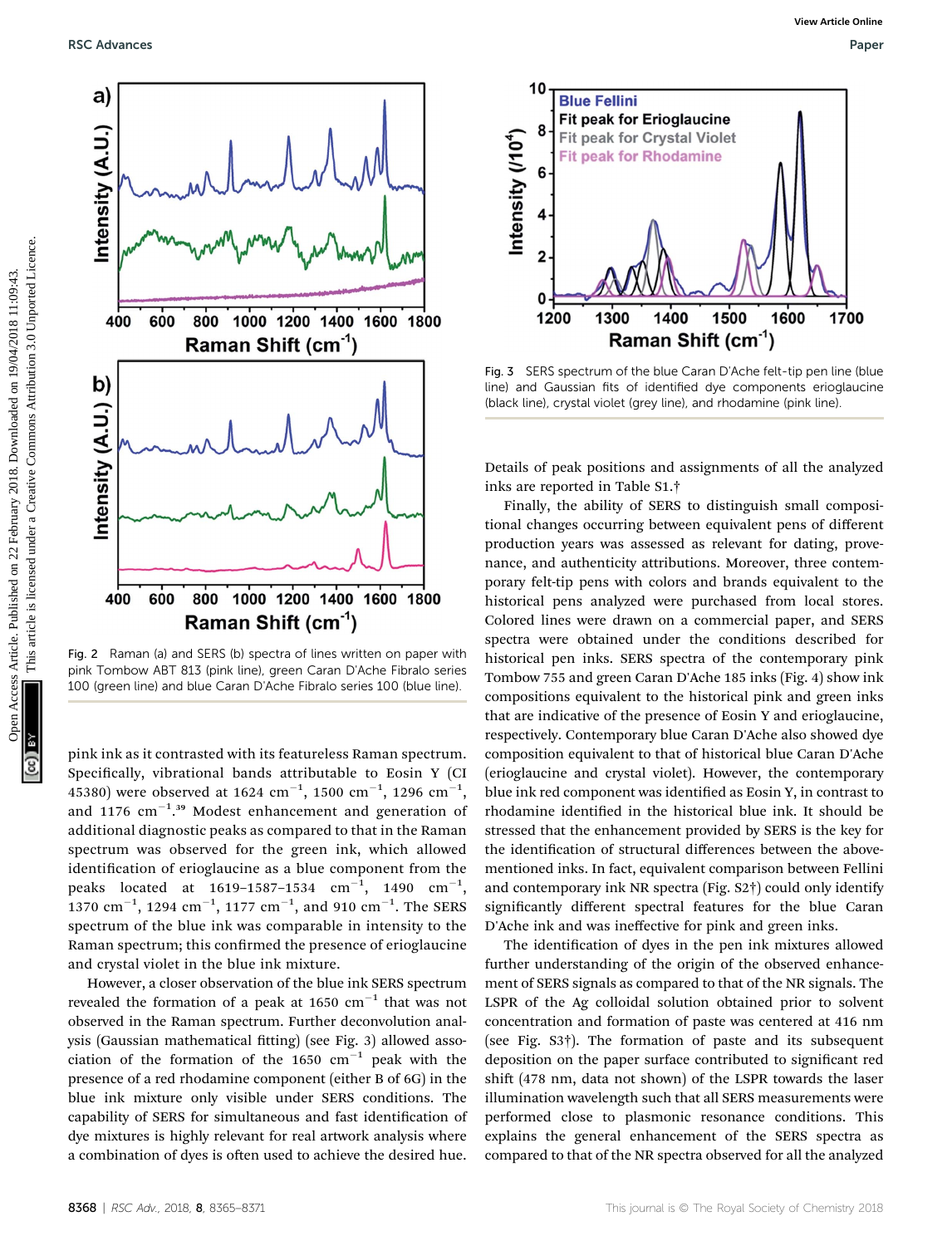Fig. 2 Raman (a) and SERS (b) spectra of lines written on paper with pink Tombow ABT 813 (pink line), green Caran D'Ache Fibralo series 100 (green line) and blue Caran D'Ache Fibralo series 100 (blue line).

pink ink as it contrasted with its featureless Raman spectrum. Specifically, vibrational bands attributable to Eosin Y (CI 45380) were observed at 1624 $cm^{-1}$, 1500 $cm^{-1}$, 1296 $cm^{-1}$, and 1176 $cm^{-1}$.[39] Modest enhancement and generation of additional diagnostic peaks as compared to that in the Raman spectrum was observed for the green ink, which allowed identification of erioglaucine as a blue component from the peaks located at 1619–1587–1534 $cm^{-1}$, 1490 $cm^{-1}$, 1370 $cm^{-1}$, 1294 $cm^{-1}$, 1177 $cm^{-1}$, and 910 $cm^{-1}$. The SERS spectrum of the blue ink was comparable in intensity to the Raman spectrum; this confirmed the presence of erioglaucine and crystal violet in the blue ink mixture.

However, a closer observation of the blue ink SERS spectrum revealed the formation of a peak at 1650 $cm^{-1}$ that was not observed in the Raman spectrum. Further deconvolution analysis (Gaussian mathematical fitting) (see Fig. 3) allowed association of the formation of the 1650 $cm^{-1}$ peak with the presence of a red rhodamine component (either B of 6G) in the blue ink mixture only visible under SERS conditions. The capability of SERS for simultaneous and fast identification of dye mixtures is highly relevant for real artwork analysis where a combination of dyes is often used to achieve the desired hue.

Fig. 3 SERS spectrum of the blue Caran D'Ache felt-tip pen line (blue line) and Gaussian fits of identified dye components erioglaucine (black line), crystal violet (grey line), and rhodamine (pink line).

Details of peak positions and assignments of all the analyzed inks are reported in Table S1.†

Finally, the ability of SERS to distinguish small compositional changes occurring between equivalent pens of different production years was assessed as relevant for dating, provenance, and authenticity attributions. Moreover, three contemporary felt-tip pens with colors and brands equivalent to the historical pens analyzed were purchased from local stores. Colored lines were drawn on a commercial paper, and SERS spectra were obtained under the conditions described for historical pen inks. SERS spectra of the contemporary pink Tombow 755 and green Caran D'Ache 185 inks (Fig. 4) show ink compositions equivalent to the historical pink and green inks that are indicative of the presence of Eosin Y and erioglaucine, respectively. Contemporary blue Caran D'Ache also showed dye composition equivalent to that of historical blue Caran D'Ache (erioglaucine and crystal violet). However, the contemporary blue ink red component was identified as Eosin Y, in contrast to rhodamine identified in the historical blue ink. It should be stressed that the enhancement provided by SERS is the key for the identification of structural differences between the above-mentioned inks. In fact, equivalent comparison between Fellini and contemporary ink NR spectra (Fig. S2†) could only identify significantly different spectral features for the blue Caran D'Ache ink and was ineffective for pink and green inks.

The identification of dyes in the pen ink mixtures allowed further understanding of the origin of the observed enhancement of SERS signals as compared to that of the NR signals. The LSPR of the Ag colloidal solution obtained prior to solvent concentration and formation of paste was centered at 416 nm (see Fig. S3†). The formation of paste and its subsequent deposition on the paper surface contributed to significant red shift (478 nm, data not shown) of the LSPR towards the laser illumination wavelength such that all SERS measurements were performed close to plasmonic resonance conditions. This explains the general enhancement of the SERS spectra as compared to that of the NR spectra observed for all the analyzed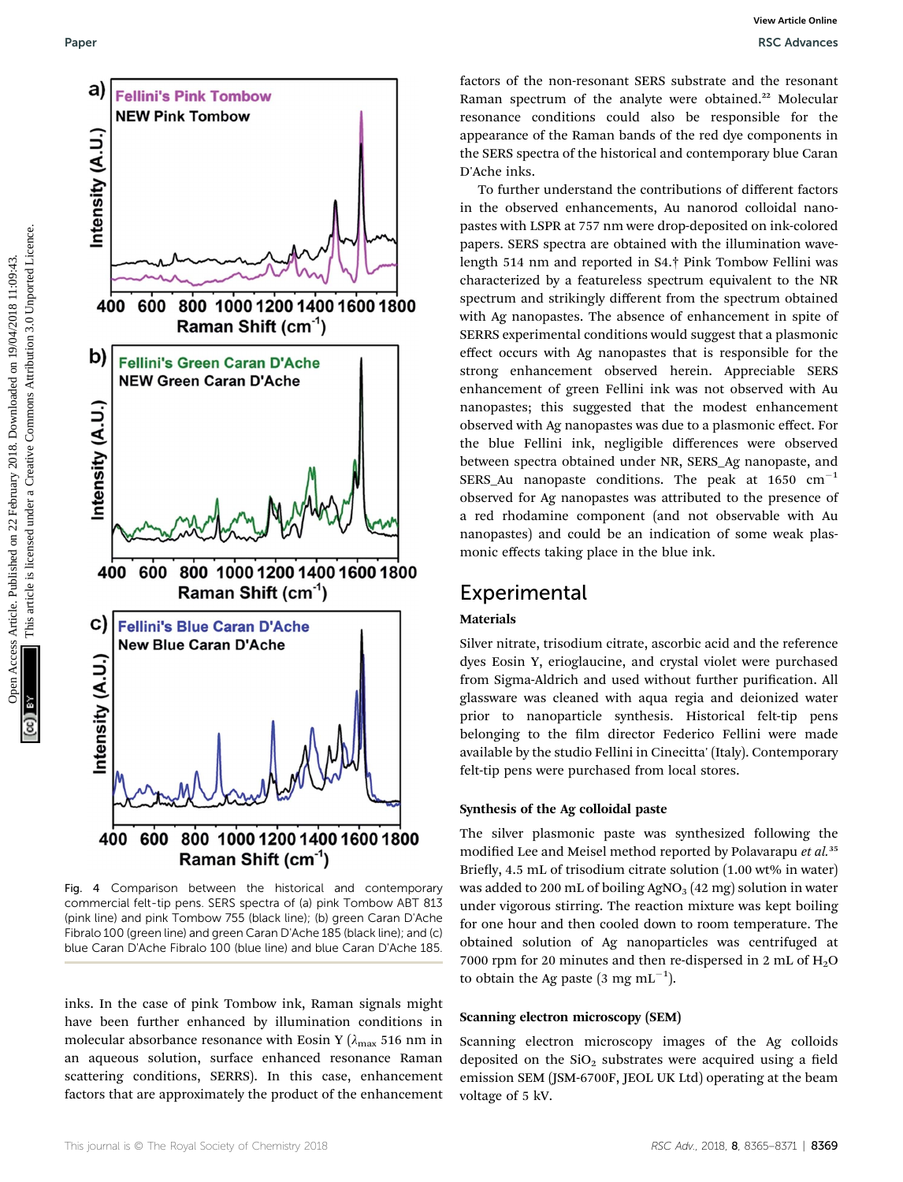Fig. 4 Comparison between the historical and contemporary commercial felt-tip pens. SERS spectra of (a) pink Tombow ABT 813 (pink line) and pink Tombow 755 (black line); (b) green Caran D'Ache Fibralo 100 (green line) and green Caran D'Ache 185 (black line); and (c) blue Caran D'Ache Fibralo 100 (blue line) and blue Caran D'Ache 185.

inks. In the case of pink Tombow ink, Raman signals might have been further enhanced by illumination conditions in molecular absorbance resonance with Eosin Y ($\lambda_{max}$ 516 nm in an aqueous solution, surface enhanced resonance Raman scattering conditions, SERRS). In this case, enhancement factors that are approximately the product of the enhancement factors of the non-resonant SERS substrate and the resonant Raman spectrum of the analyte were obtained.[22] Molecular resonance conditions could also be responsible for the appearance of the Raman bands of the red dye components in the SERS spectra of the historical and contemporary blue Caran D'Ache inks.

To further understand the contributions of different factors in the observed enhancements, Au nanorod colloidal nanopastes with LSPR at 757 nm were drop-deposited on ink-colored papers. SERS spectra are obtained with the illumination wavelength 514 nm and reported in S4.† Pink Tombow Fellini was characterized by a featureless spectrum equivalent to the NR spectrum and strikingly different from the spectrum obtained with Ag nanopastes. The absence of enhancement in spite of SERRS experimental conditions would suggest that a plasmonic effect occurs with Ag nanopastes that is responsible for the strong enhancement observed herein. Appreciable SERS enhancement of green Fellini ink was not observed with Au nanopastes; this suggested that the modest enhancement observed with Ag nanopastes was due to a plasmonic effect. For the blue Fellini ink, negligible differences were observed between spectra obtained under NR, SERS_Ag nanopaste, and SERS_Au nanopaste conditions. The peak at 1650 $cm^{-1}$ observed for Ag nanopastes was attributed to the presence of a red rhodamine component (and not observable with Au nanopastes) and could be an indication of some weak plasmonic effects taking place in the blue ink.

## Experimental

### Materials

Silver nitrate, trisodium citrate, ascorbic acid and the reference dyes Eosin Y, erioglaucine, and crystal violet were purchased from Sigma-Aldrich and used without further purification. All glassware was cleaned with aqua regia and deionized water prior to nanoparticle synthesis. Historical felt-tip pens belonging to the film director Federico Fellini were made available by the studio Fellini in Cinecitta' (Italy). Contemporary felt-tip pens were purchased from local stores.

### Synthesis of the Ag colloidal paste

The silver plasmonic paste was synthesized following the modified Lee and Meisel method reported by Polavarapu *et al.*[35] Briefly, 4.5 mL of trisodium citrate solution (1.00 wt% in water) was added to 200 mL of boiling $AgNO_3$ (42 mg) solution in water under vigorous stirring. The reaction mixture was kept boiling for one hour and then cooled down to room temperature. The obtained solution of Ag nanoparticles was centrifuged at 7000 rpm for 20 minutes and then re-dispersed in 2 mL of $H_2O$ to obtain the Ag paste (3 mg $mL^{-1}$).

### Scanning electron microscopy (SEM)

Scanning electron microscopy images of the Ag colloids deposited on the $SiO_2$ substrates were acquired using a field emission SEM (JSM-6700F, JEOL UK Ltd) operating at the beam voltage of 5 kV.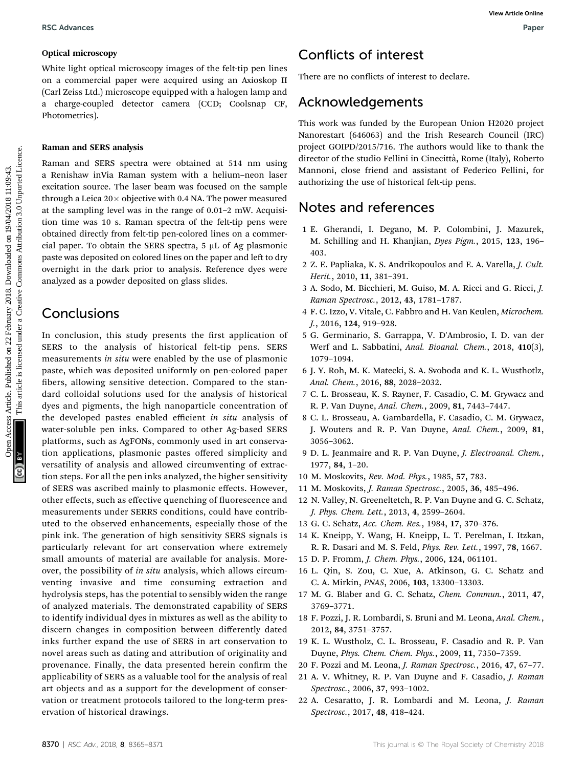### Optical microscopy

White light optical microscopy images of the felt-tip pen lines on a commercial paper were acquired using an Axioskop II (Carl Zeiss Ltd.) microscope equipped with a halogen lamp and a charge-coupled detector camera (CCD; Coolsnap CF, Photometrics).

### Raman and SERS analysis

Raman and SERS spectra were obtained at 514 nm using a Renishaw inVia Raman system with a helium–neon laser excitation source. The laser beam was focused on the sample through a Leica 20× objective with 0.4 NA. The power measured at the sampling level was in the range of 0.01–2 mW. Acquisition time was 10 s. Raman spectra of the felt-tip pens were obtained directly from felt-tip pen-colored lines on a commercial paper. To obtain the SERS spectra, 5 μL of Ag plasmonic paste was deposited on colored lines on the paper and left to dry overnight in the dark prior to analysis. Reference dyes were analyzed as a powder deposited on glass slides.

## Conclusions

In conclusion, this study presents the first application of SERS to the analysis of historical felt-tip pens. SERS measurements *in situ* were enabled by the use of plasmonic paste, which was deposited uniformly on pen-colored paper fibers, allowing sensitive detection. Compared to the standard colloidal solutions used for the analysis of historical dyes and pigments, the high nanoparticle concentration of the developed pastes enabled efficient *in situ* analysis of water-soluble pen inks. Compared to other Ag-based SERS platforms, such as AgFONs, commonly used in art conservation applications, plasmonic pastes offered simplicity and versatility of analysis and allowed circumventing of extraction steps. For all the pen inks analyzed, the higher sensitivity of SERS was ascribed mainly to plasmonic effects. However, other effects, such as effective quenching of fluorescence and measurements under SERRS conditions, could have contributed to the observed enhancements, especially those of the pink ink. The generation of high sensitivity SERS signals is particularly relevant for art conservation where extremely small amounts of material are available for analysis. Moreover, the possibility of *in situ* analysis, which allows circumventing invasive and time consuming extraction and hydrolysis steps, has the potential to sensibly widen the range of analyzed materials. The demonstrated capability of SERS to identify individual dyes in mixtures as well as the ability to discern changes in composition between differently dated inks further expand the use of SERS in art conservation to novel areas such as dating and attribution of originality and provenance. Finally, the data presented herein confirm the applicability of SERS as a valuable tool for the analysis of real art objects and as a support for the development of conservation or treatment protocols tailored to the long-term preservation of historical drawings.

## Conflicts of interest

There are no conflicts of interest to declare.

## Acknowledgements

This work was funded by the European Union H2020 project Nanorestart (646063) and the Irish Research Council (IRC) project GOIPD/2015/716. The authors would like to thank the director of the studio Fellini in Cinecittà, Rome (Italy), Roberto Mannoni, close friend and assistant of Federico Fellini, for authorizing the use of historical felt-tip pens.

## Notes and references

1. E. Gherandi, I. Degano, M. P. Colombini, J. Mazurek, M. Schilling and H. Khanjian, *Dyes Pigm.*, 2015, **123**, 196–403.
2. Z. E. Papliaka, K. S. Andrikopoulos and E. A. Varella, *J. Cult. Herit.*, 2010, **11**, 381–391.
3. A. Sodo, M. Bicchieri, M. Guiso, M. A. Ricci and G. Ricci, *J. Raman Spectrosc.*, 2012, **43**, 1781–1787.
4. F. C. Izzo, V. Vitale, C. Fabbro and H. Van Keulen, *Microchem. J.*, 2016, **124**, 919–928.
5. G. Germinario, S. Garrappa, V. D'Ambrosio, I. D. van der Werf and L. Sabbatini, *Anal. Bioanal. Chem.*, 2018, **410**(3), 1079–1094.
6. J. Y. Roh, M. K. Matecki, S. A. Svoboda and K. L. Wusthotlz, *Anal. Chem.*, 2016, **88**, 2028–2032.
7. C. L. Brosseau, K. S. Rayner, F. Casadio, C. M. Grywacz and R. P. Van Duyne, *Anal. Chem.*, 2009, **81**, 7443–7447.
8. C. L. Brosseau, A. Gambardella, F. Casadio, C. M. Grywacz, J. Wouters and R. P. Van Duyne, *Anal. Chem.*, 2009, **81**, 3056–3062.
9. D. L. Jeanmaire and R. P. Van Duyne, *J. Electroanal. Chem.*, 1977, **84**, 1–20.
10. M. Moskovits, *Rev. Mod. Phys.*, 1985, **57**, 783.
11. M. Moskovits, *J. Raman Spectrosc.*, 2005, **36**, 485–496.
12. N. Valley, N. Greeneltetch, R. P. Van Duyne and G. C. Schatz, *J. Phys. Chem. Lett.*, 2013, **4**, 2599–2604.
13. G. C. Schatz, *Acc. Chem. Res.*, 1984, **17**, 370–376.
14. K. Kneipp, Y. Wang, H. Kneipp, L. T. Perelman, I. Itzkan, R. R. Dasari and M. S. Feld, *Phys. Rev. Lett.*, 1997, **78**, 1667.
15. D. P. Fromm, *J. Chem. Phys.*, 2006, **124**, 061101.
16. L. Qin, S. Zou, C. Xue, A. Atkinson, G. C. Schatz and C. A. Mirkin, *PNAS*, 2006, **103**, 13300–13303.
17. M. G. Blaber and G. C. Schatz, *Chem. Commun.*, 2011, **47**, 3769–3771.
18. F. Pozzi, J. R. Lombardi, S. Bruni and M. Leona, *Anal. Chem.*, 2012, **84**, 3751–3757.
19. K. L. Wustholz, C. L. Brosseau, F. Casadio and R. P. Van Duyne, *Phys. Chem. Chem. Phys.*, 2009, **11**, 7350–7359.
20. F. Pozzi and M. Leona, *J. Raman Spectrosc.*, 2016, **47**, 67–77.
21. A. V. Whitney, R. P. Van Duyne and F. Casadio, *J. Raman Spectrosc.*, 2006, **37**, 993–1002.
22. A. Cesaratto, J. R. Lombardi and M. Leona, *J. Raman Spectrosc.*, 2017, **48**, 418–424.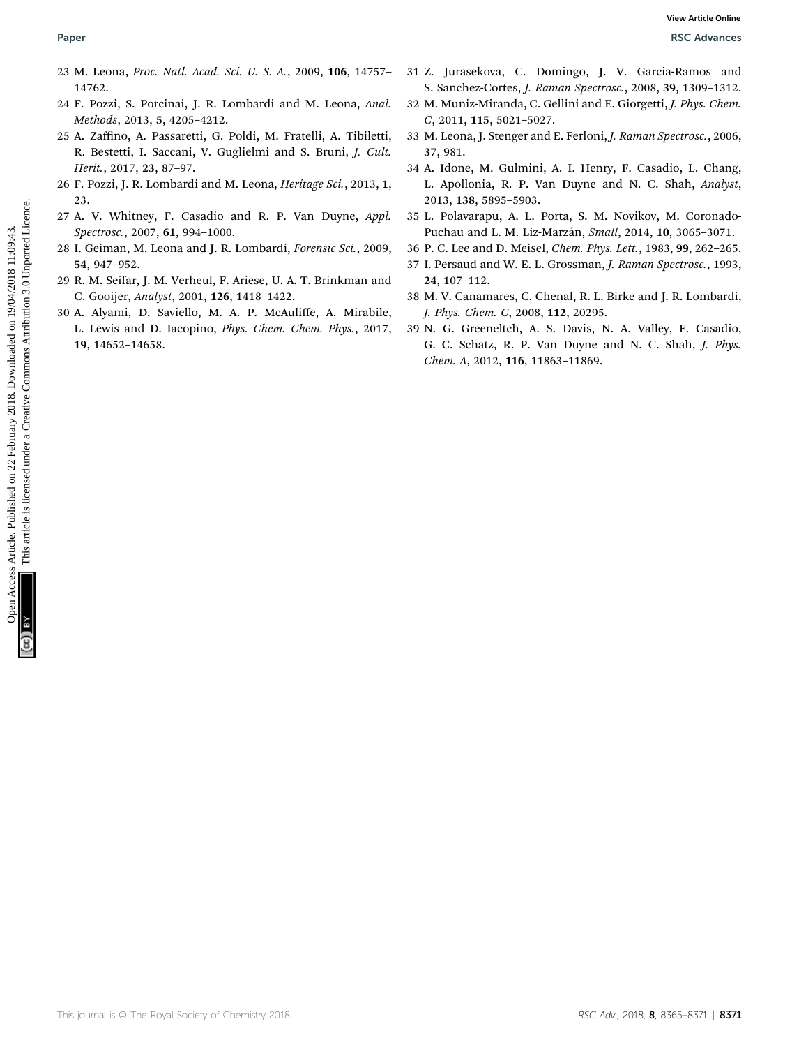23 M. Leona, *Proc. Natl. Acad. Sci. U. S. A.*, 2009, **106**, 14757–14762.

24 F. Pozzi, S. Porcinai, J. R. Lombardi and M. Leona, *Anal. Methods*, 2013, **5**, 4205–4212.

25 A. Zaffino, A. Passaretti, G. Poldi, M. Fratelli, A. Tibiletti, R. Bestetti, I. Saccani, V. Guglielmi and S. Bruni, *J. Cult. Herit.*, 2017, **23**, 87–97.

26 F. Pozzi, J. R. Lombardi and M. Leona, *Heritage Sci.*, 2013, **1**, 23.

27 A. V. Whitney, F. Casadio and R. P. Van Duyne, *Appl. Spectrosc.*, 2007, **61**, 994–1000.

28 I. Geiman, M. Leona and J. R. Lombardi, *Forensic Sci.*, 2009, **54**, 947–952.

29 R. M. Seifar, J. M. Verheul, F. Ariese, U. A. T. Brinkman and C. Gooijer, *Analyst*, 2001, **126**, 1418–1422.

30 A. Alyami, D. Saviello, M. A. P. McAuliffe, A. Mirabile, L. Lewis and D. Iacopino, *Phys. Chem. Chem. Phys.*, 2017, **19**, 14652–14658.

31 Z. Jurasekova, C. Domingo, J. V. Garcia-Ramos and S. Sanchez-Cortes, *J. Raman Spectrosc.*, 2008, **39**, 1309–1312.

32 M. Muniz-Miranda, C. Gellini and E. Giorgetti, *J. Phys. Chem. C*, 2011, **115**, 5021–5027.

33 M. Leona, J. Stenger and E. Ferloni, *J. Raman Spectrosc.*, 2006, **37**, 981.

34 A. Idone, M. Gulmini, A. I. Henry, F. Casadio, L. Chang, L. Apollonia, R. P. Van Duyne and N. C. Shah, *Analyst*, 2013, **138**, 5895–5903.

35 L. Polavarapu, A. L. Porta, S. M. Novikov, M. Coronado-Puchau and L. M. Liz-Marzán, *Small*, 2014, **10**, 3065–3071.

36 P. C. Lee and D. Meisel, *Chem. Phys. Lett.*, 1983, **99**, 262–265.

37 I. Persaud and W. E. L. Grossman, *J. Raman Spectrosc.*, 1993, **24**, 107–112.

38 M. V. Canamares, C. Chenal, R. L. Birke and J. R. Lombardi, *J. Phys. Chem. C*, 2008, **112**, 20295.

39 N. G. Greeneltch, A. S. Davis, N. A. Valley, F. Casadio, G. C. Schatz, R. P. Van Duyne and N. C. Shah, *J. Phys. Chem. A*, 2012, **116**, 11863–11869.